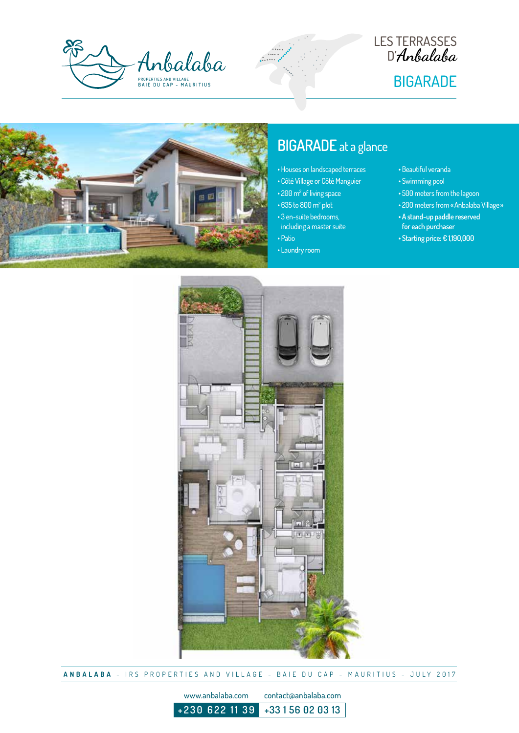Anbalaba

PROPERTIES AND VILLAGE
BAIE DU CAP - MAURITIUS

LES TERRASSES D'*Anbalaba*

# BIGARADE

## BIGARADE at a glance

- Houses on landscaped terraces
- Côté Village or Côté Manguier
- 200 m² of living space
- 635 to 800 m² plot
- 3 en-suite bedrooms, including a master suite
- Patio
- Laundry room
- Beautiful veranda
- Swimming pool
- 500 meters from the lagoon
- 200 meters from « Anbalaba Village »
- **A stand-up paddle reserved for each purchaser**
- **Starting price: € 1,190,000**

**ANBALABA** - IRS PROPERTIES AND VILLAGE - BAIE DU CAP - MAURITIUS - JULY 2017

www.anbalaba.com contact@anbalaba.com

+230 622 11 39 +33 1 56 02 03 13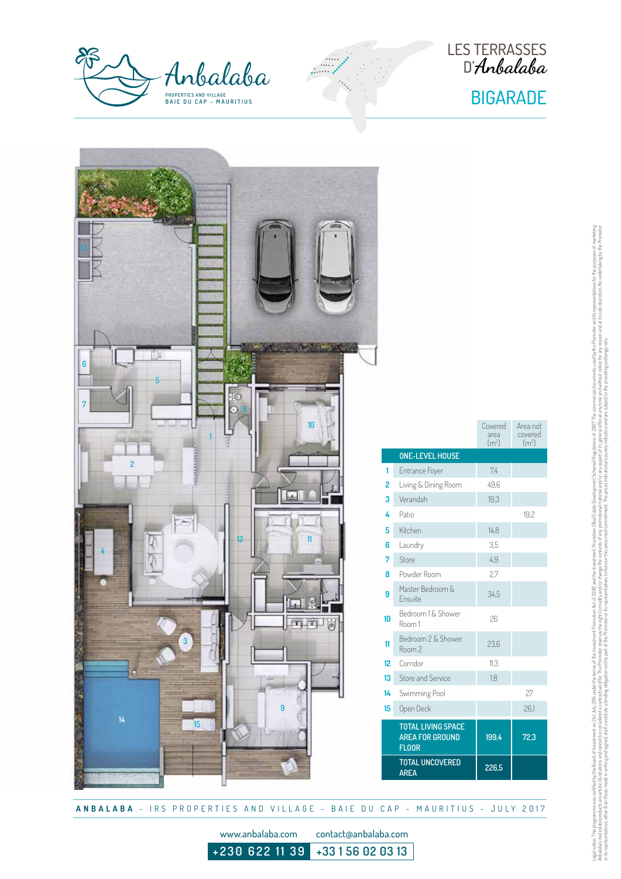# LES TERRASSES D'Anbalaba

## BIGARADE

Anbalaba
PROPERTIES AND VILLAGE
BAIE DU CAP - MAURITIUS

| | | Covered area (m²) | Area not covered (m²) |
|---|---|---|---|
| | **ONE-LEVEL HOUSE** | | |
| 1 | Entrance Foyer | 7,4 | |
| 2 | Living & Dining Room | 49,6 | |
| 3 | Verandah | 19,3 | |
| 4 | Patio | | 19,2 |
| 5 | Kitchen | 14,8 | |
| 6 | Laundry | 3,5 | |
| 7 | Store | 4,9 | |
| 8 | Powder Room | 2,7 | |
| 9 | Master Bedroom & Ensuite | 34,5 | |
| 10 | Bedroom 1 & Shower Room 1 | 26 | |
| 11 | Bedroom 2 & Shower Room 2 | 23,6 | |
| 12 | Corridor | 11,3 | |
| 13 | Store and Service | 1,8 | |
| 14 | Swimming Pool | | 27 |
| 15 | Open Deck | | 26,1 |
| | **TOTAL LIVING SPACE AREA FOR GROUND FLOOR** | 199,4 | 72,3 |
| | **TOTAL UNCOVERED AREA** | 226,5 | |

ANBALABA - IRS PROPERTIES AND VILLAGE - BAIE DU CAP - MAURITIUS - JULY 2017

www.anbalaba.com contact@anbalaba.com

+230 622 11 39 +33 1 56 02 03 13

Legal notice: This programme was certified by the Board of Investment on 31st July 2014 under the terms of the Investment Promotion Act of 2000 and the Investment Promotion (Real Estate Development Scheme) Regulations of 2007. The commercial documents used by the Promoter and its representatives for the purposes of marketing Anbalaba's real estate products are artistic illustrations and cannot be considered a contractual offer. The Promoter reserves the right to modify and/or change the contents of any promotional material and/or any aspect of its general offer at any time and without notice for any reason and at its sole discretion. No undertaking by the Promoter or its representatives, other than those made in writing and signed, shall constitute a binding obligation on the part of the Promoter or its representatives to honour this presumed commitment. The prices indicated are purely indicative and are subject to the prevailing exchange rate.